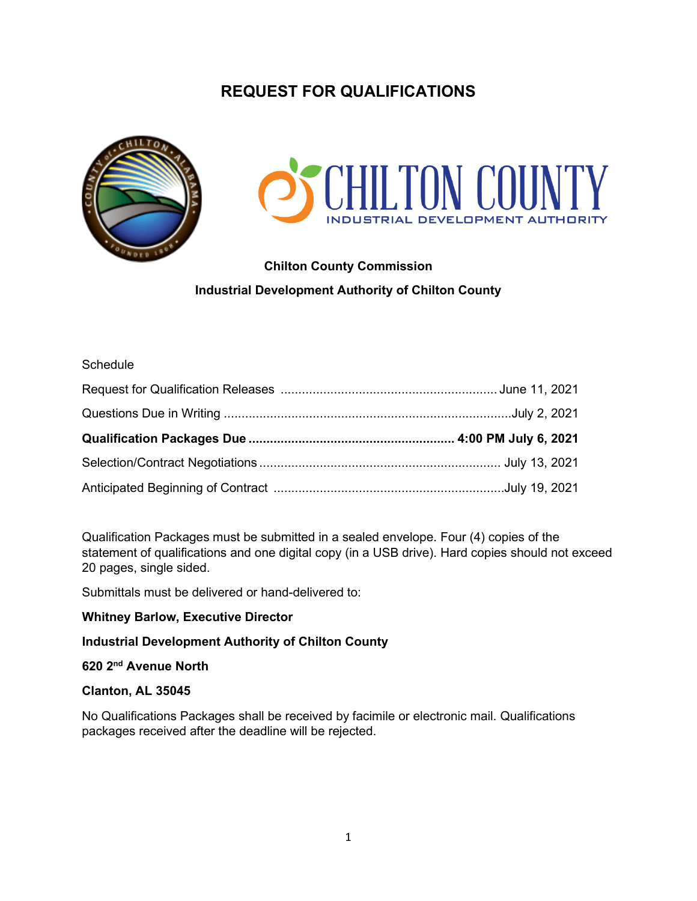# REQUEST FOR QUALIFICATIONS

**Chilton County Commission**

**Industrial Development Authority of Chilton County**

Schedule

| | |
|---|---|
| Request for Qualification Releases | June 11, 2021 |
| Questions Due in Writing | July 2, 2021 |
| **Qualification Packages Due** | **4:00 PM July 6, 2021** |
| Selection/Contract Negotiations | July 13, 2021 |
| Anticipated Beginning of Contract | July 19, 2021 |

Qualification Packages must be submitted in a sealed envelope. Four (4) copies of the statement of qualifications and one digital copy (in a USB drive). Hard copies should not exceed 20 pages, single sided.

Submittals must be delivered or hand-delivered to:

**Whitney Barlow, Executive Director**

**Industrial Development Authority of Chilton County**

**620 2nd Avenue North**

**Clanton, AL 35045**

No Qualifications Packages shall be received by facimile or electronic mail. Qualifications packages received after the deadline will be rejected.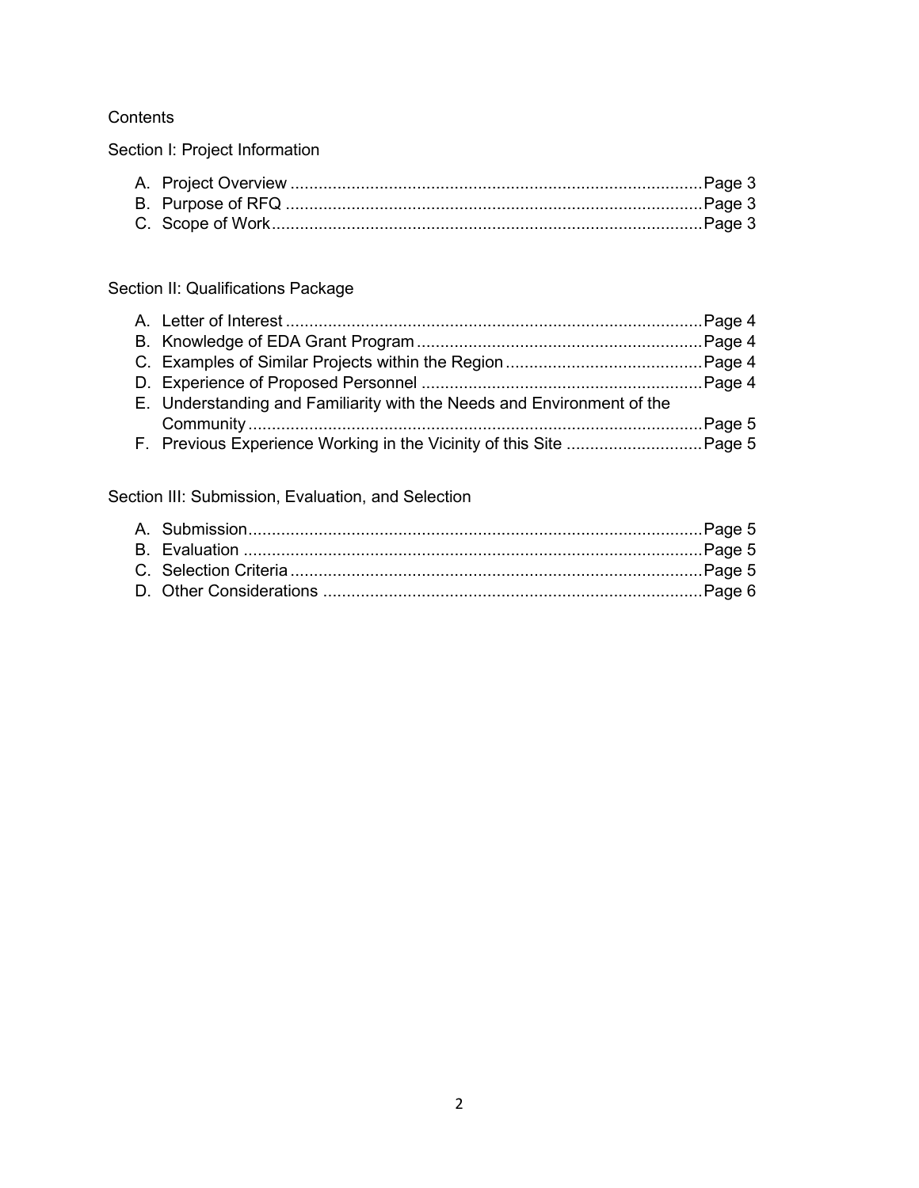Contents

Section I: Project Information

A. Project Overview ........................................................................................Page 3
B. Purpose of RFQ ..........................................................................................Page 3
C. Scope of Work.............................................................................................Page 3

Section II: Qualifications Package

A. Letter of Interest ..........................................................................................Page 4
B. Knowledge of EDA Grant Program ..............................................................Page 4
C. Examples of Similar Projects within the Region ..........................................Page 4
D. Experience of Proposed Personnel .............................................................Page 4
E. Understanding and Familiarity with the Needs and Environment of the Community ..................................................................................................Page 5
F. Previous Experience Working in the Vicinity of this Site ..............................Page 5

Section III: Submission, Evaluation, and Selection

A. Submission..................................................................................................Page 5
B. Evaluation ...................................................................................................Page 5
C. Selection Criteria .........................................................................................Page 5
D. Other Considerations ..................................................................................Page 6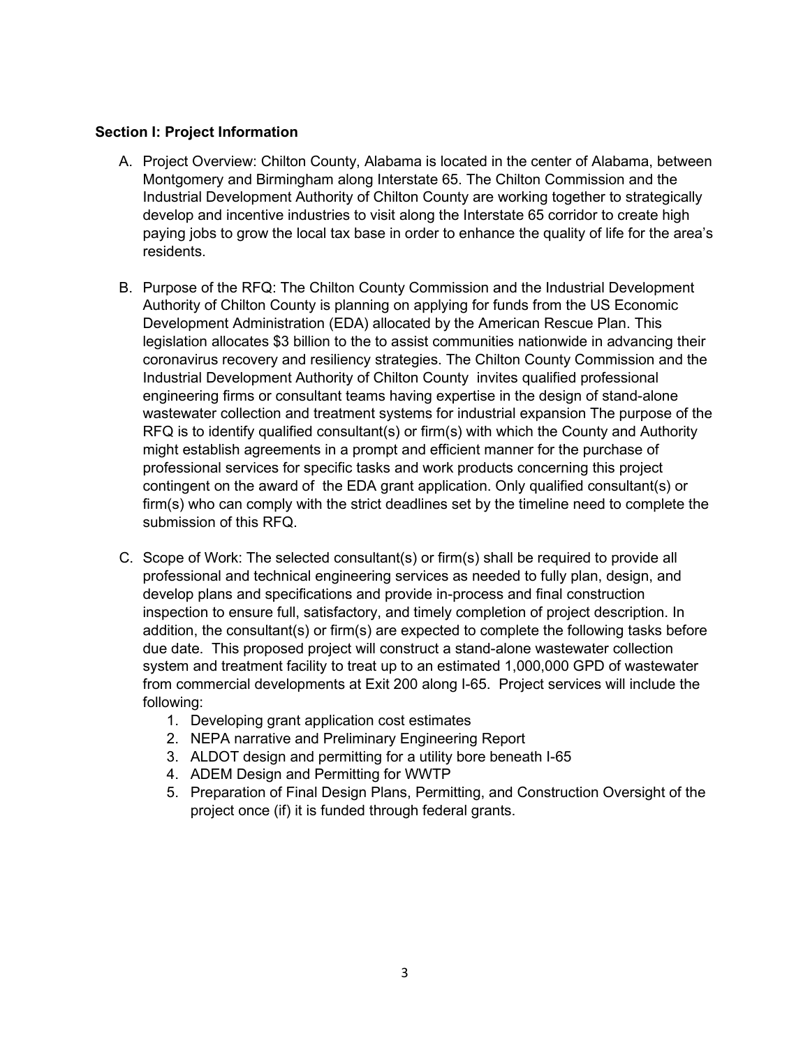**Section I: Project Information**

A. Project Overview: Chilton County, Alabama is located in the center of Alabama, between Montgomery and Birmingham along Interstate 65. The Chilton Commission and the Industrial Development Authority of Chilton County are working together to strategically develop and incentive industries to visit along the Interstate 65 corridor to create high paying jobs to grow the local tax base in order to enhance the quality of life for the area's residents.

B. Purpose of the RFQ: The Chilton County Commission and the Industrial Development Authority of Chilton County is planning on applying for funds from the US Economic Development Administration (EDA) allocated by the American Rescue Plan. This legislation allocates $3 billion to the to assist communities nationwide in advancing their coronavirus recovery and resiliency strategies. The Chilton County Commission and the Industrial Development Authority of Chilton County invites qualified professional engineering firms or consultant teams having expertise in the design of stand-alone wastewater collection and treatment systems for industrial expansion The purpose of the RFQ is to identify qualified consultant(s) or firm(s) with which the County and Authority might establish agreements in a prompt and efficient manner for the purchase of professional services for specific tasks and work products concerning this project contingent on the award of the EDA grant application. Only qualified consultant(s) or firm(s) who can comply with the strict deadlines set by the timeline need to complete the submission of this RFQ.

C. Scope of Work: The selected consultant(s) or firm(s) shall be required to provide all professional and technical engineering services as needed to fully plan, design, and develop plans and specifications and provide in-process and final construction inspection to ensure full, satisfactory, and timely completion of project description. In addition, the consultant(s) or firm(s) are expected to complete the following tasks before due date. This proposed project will construct a stand-alone wastewater collection system and treatment facility to treat up to an estimated 1,000,000 GPD of wastewater from commercial developments at Exit 200 along I-65. Project services will include the following:
   1. Developing grant application cost estimates
   2. NEPA narrative and Preliminary Engineering Report
   3. ALDOT design and permitting for a utility bore beneath I-65
   4. ADEM Design and Permitting for WWTP
   5. Preparation of Final Design Plans, Permitting, and Construction Oversight of the project once (if) it is funded through federal grants.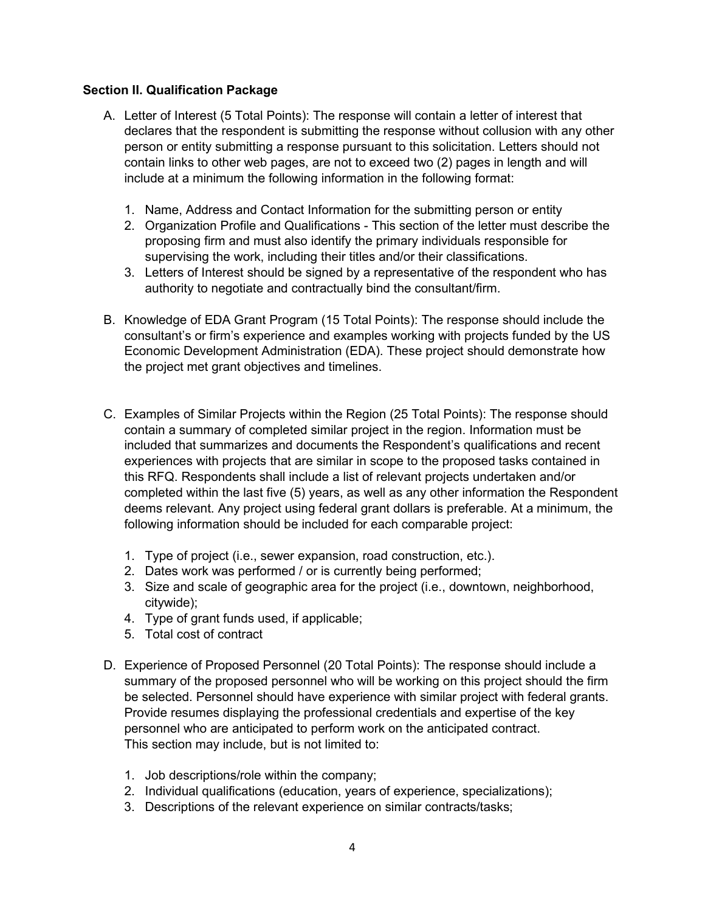**Section II. Qualification Package**

A. Letter of Interest (5 Total Points): The response will contain a letter of interest that declares that the respondent is submitting the response without collusion with any other person or entity submitting a response pursuant to this solicitation. Letters should not contain links to other web pages, are not to exceed two (2) pages in length and will include at a minimum the following information in the following format:

   1. Name, Address and Contact Information for the submitting person or entity
   2. Organization Profile and Qualifications - This section of the letter must describe the proposing firm and must also identify the primary individuals responsible for supervising the work, including their titles and/or their classifications.
   3. Letters of Interest should be signed by a representative of the respondent who has authority to negotiate and contractually bind the consultant/firm.

B. Knowledge of EDA Grant Program (15 Total Points): The response should include the consultant's or firm's experience and examples working with projects funded by the US Economic Development Administration (EDA). These project should demonstrate how the project met grant objectives and timelines.

C. Examples of Similar Projects within the Region (25 Total Points): The response should contain a summary of completed similar project in the region. Information must be included that summarizes and documents the Respondent's qualifications and recent experiences with projects that are similar in scope to the proposed tasks contained in this RFQ. Respondents shall include a list of relevant projects undertaken and/or completed within the last five (5) years, as well as any other information the Respondent deems relevant. Any project using federal grant dollars is preferable. At a minimum, the following information should be included for each comparable project:

   1. Type of project (i.e., sewer expansion, road construction, etc.).
   2. Dates work was performed / or is currently being performed;
   3. Size and scale of geographic area for the project (i.e., downtown, neighborhood, citywide);
   4. Type of grant funds used, if applicable;
   5. Total cost of contract

D. Experience of Proposed Personnel (20 Total Points): The response should include a summary of the proposed personnel who will be working on this project should the firm be selected. Personnel should have experience with similar project with federal grants. Provide resumes displaying the professional credentials and expertise of the key personnel who are anticipated to perform work on the anticipated contract.
This section may include, but is not limited to:

   1. Job descriptions/role within the company;
   2. Individual qualifications (education, years of experience, specializations);
   3. Descriptions of the relevant experience on similar contracts/tasks;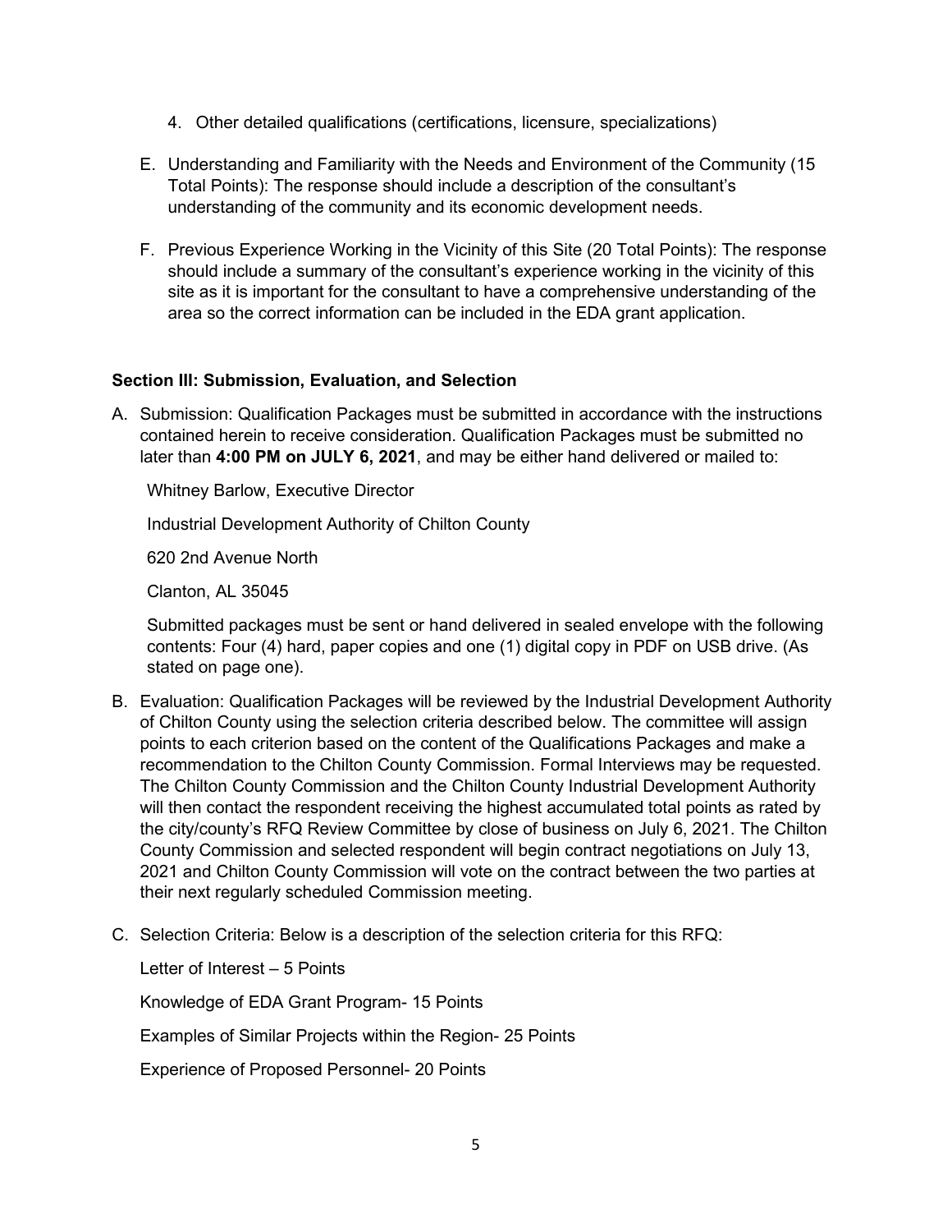4. Other detailed qualifications (certifications, licensure, specializations)

E. Understanding and Familiarity with the Needs and Environment of the Community (15 Total Points): The response should include a description of the consultant's understanding of the community and its economic development needs.

F. Previous Experience Working in the Vicinity of this Site (20 Total Points): The response should include a summary of the consultant's experience working in the vicinity of this site as it is important for the consultant to have a comprehensive understanding of the area so the correct information can be included in the EDA grant application.

**Section III: Submission, Evaluation, and Selection**

A. Submission: Qualification Packages must be submitted in accordance with the instructions contained herein to receive consideration. Qualification Packages must be submitted no later than **4:00 PM on JULY 6, 2021**, and may be either hand delivered or mailed to:

   Whitney Barlow, Executive Director

   Industrial Development Authority of Chilton County

   620 2nd Avenue North

   Clanton, AL 35045

   Submitted packages must be sent or hand delivered in sealed envelope with the following contents: Four (4) hard, paper copies and one (1) digital copy in PDF on USB drive. (As stated on page one).

B. Evaluation: Qualification Packages will be reviewed by the Industrial Development Authority of Chilton County using the selection criteria described below. The committee will assign points to each criterion based on the content of the Qualifications Packages and make a recommendation to the Chilton County Commission. Formal Interviews may be requested. The Chilton County Commission and the Chilton County Industrial Development Authority will then contact the respondent receiving the highest accumulated total points as rated by the city/county's RFQ Review Committee by close of business on July 6, 2021. The Chilton County Commission and selected respondent will begin contract negotiations on July 13, 2021 and Chilton County Commission will vote on the contract between the two parties at their next regularly scheduled Commission meeting.

C. Selection Criteria: Below is a description of the selection criteria for this RFQ:

   Letter of Interest – 5 Points

   Knowledge of EDA Grant Program- 15 Points

   Examples of Similar Projects within the Region- 25 Points

   Experience of Proposed Personnel- 20 Points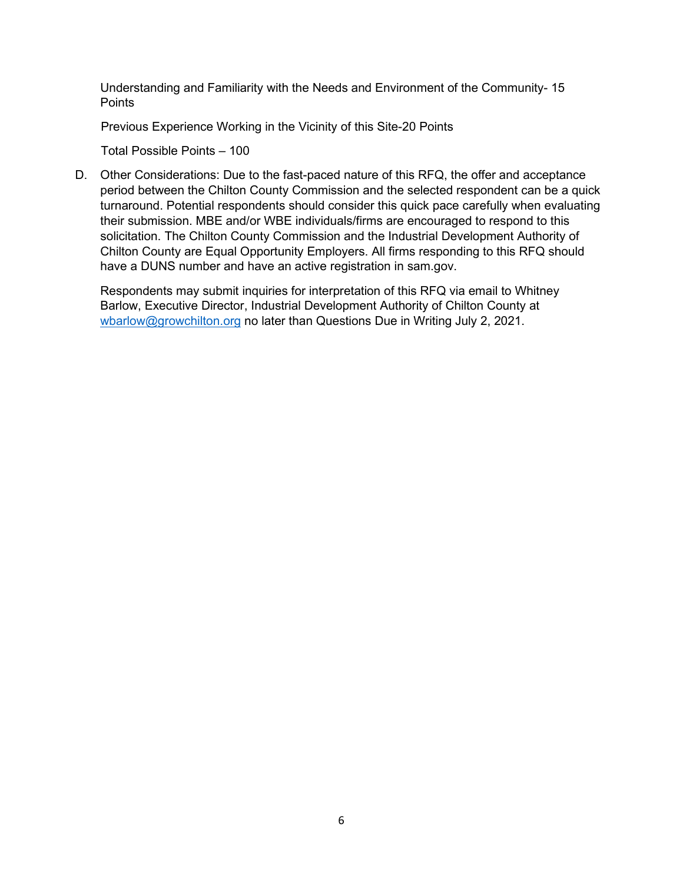Understanding and Familiarity with the Needs and Environment of the Community- 15 Points

Previous Experience Working in the Vicinity of this Site-20 Points

Total Possible Points – 100

D. Other Considerations: Due to the fast-paced nature of this RFQ, the offer and acceptance period between the Chilton County Commission and the selected respondent can be a quick turnaround. Potential respondents should consider this quick pace carefully when evaluating their submission. MBE and/or WBE individuals/firms are encouraged to respond to this solicitation. The Chilton County Commission and the Industrial Development Authority of Chilton County are Equal Opportunity Employers. All firms responding to this RFQ should have a DUNS number and have an active registration in sam.gov.

   Respondents may submit inquiries for interpretation of this RFQ via email to Whitney Barlow, Executive Director, Industrial Development Authority of Chilton County at wbarlow@growchilton.org no later than Questions Due in Writing July 2, 2021.